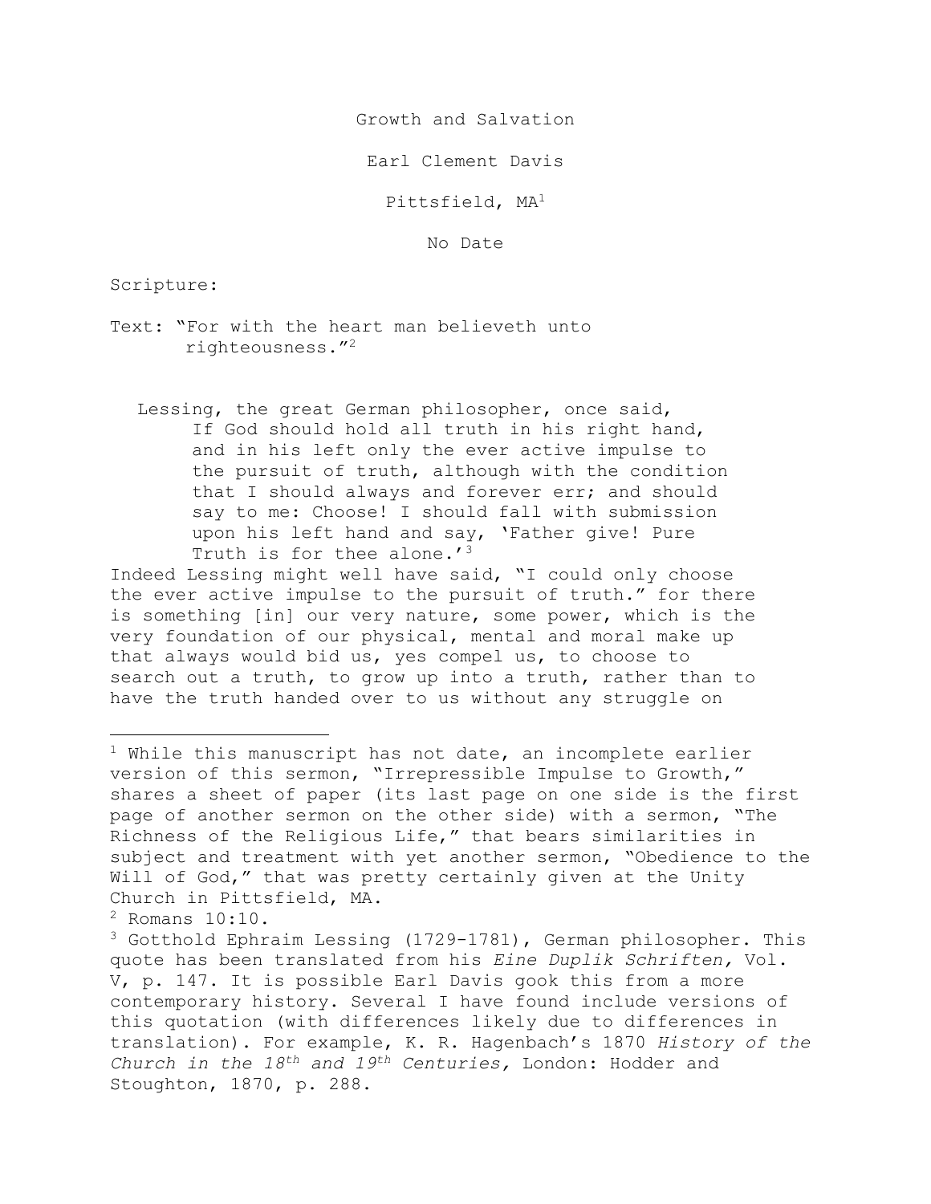# Growth and Salvation

Earl Clement Davis

Pittsfield, MA[1]

No Date

Scripture:

Text: "For with the heart man believeth unto righteousness."[2]

Lessing, the great German philosopher, once said,

> If God should hold all truth in his right hand, and in his left only the ever active impulse to the pursuit of truth, although with the condition that I should always and forever err; and should say to me: Choose! I should fall with submission upon his left hand and say, 'Father give! Pure Truth is for thee alone.'[3]

Indeed Lessing might well have said, "I could only choose the ever active impulse to the pursuit of truth." for there is something [in] our very nature, some power, which is the very foundation of our physical, mental and moral make up that always would bid us, yes compel us, to choose to search out a truth, to grow up into a truth, rather than to have the truth handed over to us without any struggle on

---

[1] While this manuscript has not date, an incomplete earlier version of this sermon, "Irrepressible Impulse to Growth," shares a sheet of paper (its last page on one side is the first page of another sermon on the other side) with a sermon, "The Richness of the Religious Life," that bears similarities in subject and treatment with yet another sermon, "Obedience to the Will of God," that was pretty certainly given at the Unity Church in Pittsfield, MA.

[2] Romans 10:10.

[3] Gotthold Ephraim Lessing (1729-1781), German philosopher. This quote has been translated from his *Eine Duplik Schriften,* Vol. V, p. 147. It is possible Earl Davis gook this from a more contemporary history. Several I have found include versions of this quotation (with differences likely due to differences in translation). For example, K. R. Hagenbach's 1870 *History of the Church in the 18th and 19th Centuries,* London: Hodder and Stoughton, 1870, p. 288.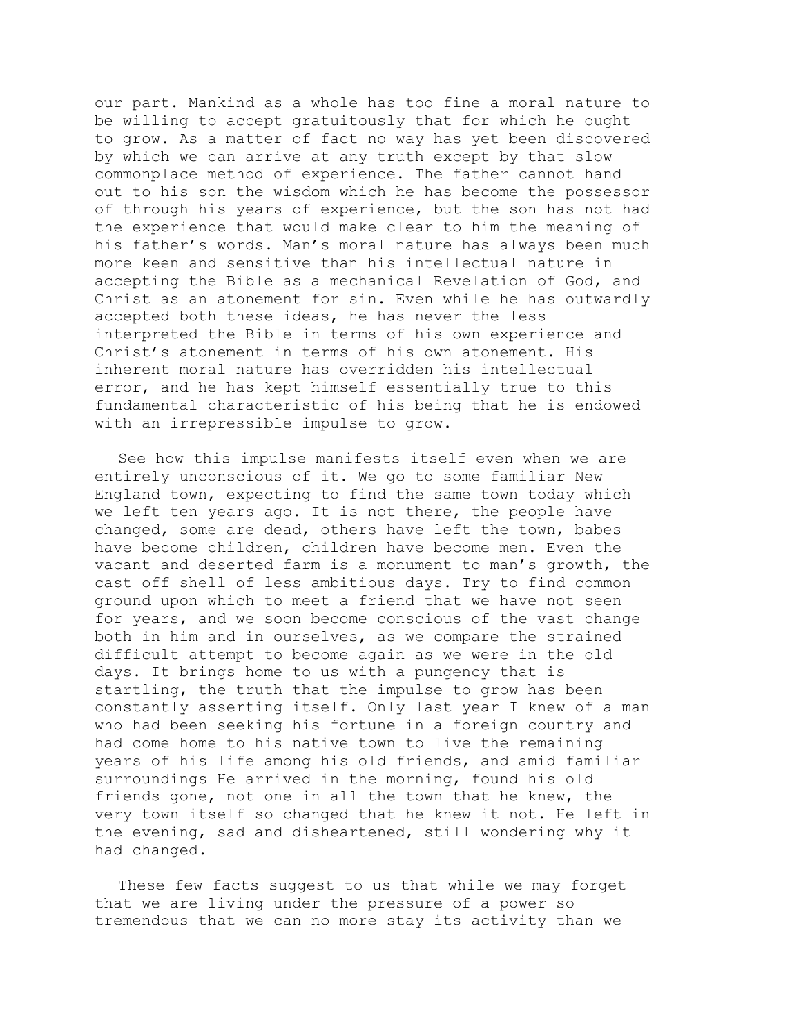our part. Mankind as a whole has too fine a moral nature to be willing to accept gratuitously that for which he ought to grow. As a matter of fact no way has yet been discovered by which we can arrive at any truth except by that slow commonplace method of experience. The father cannot hand out to his son the wisdom which he has become the possessor of through his years of experience, but the son has not had the experience that would make clear to him the meaning of his father's words. Man's moral nature has always been much more keen and sensitive than his intellectual nature in accepting the Bible as a mechanical Revelation of God, and Christ as an atonement for sin. Even while he has outwardly accepted both these ideas, he has never the less interpreted the Bible in terms of his own experience and Christ's atonement in terms of his own atonement. His inherent moral nature has overridden his intellectual error, and he has kept himself essentially true to this fundamental characteristic of his being that he is endowed with an irrepressible impulse to grow.

See how this impulse manifests itself even when we are entirely unconscious of it. We go to some familiar New England town, expecting to find the same town today which we left ten years ago. It is not there, the people have changed, some are dead, others have left the town, babes have become children, children have become men. Even the vacant and deserted farm is a monument to man's growth, the cast off shell of less ambitious days. Try to find common ground upon which to meet a friend that we have not seen for years, and we soon become conscious of the vast change both in him and in ourselves, as we compare the strained difficult attempt to become again as we were in the old days. It brings home to us with a pungency that is startling, the truth that the impulse to grow has been constantly asserting itself. Only last year I knew of a man who had been seeking his fortune in a foreign country and had come home to his native town to live the remaining years of his life among his old friends, and amid familiar surroundings He arrived in the morning, found his old friends gone, not one in all the town that he knew, the very town itself so changed that he knew it not. He left in the evening, sad and disheartened, still wondering why it had changed.

These few facts suggest to us that while we may forget that we are living under the pressure of a power so tremendous that we can no more stay its activity than we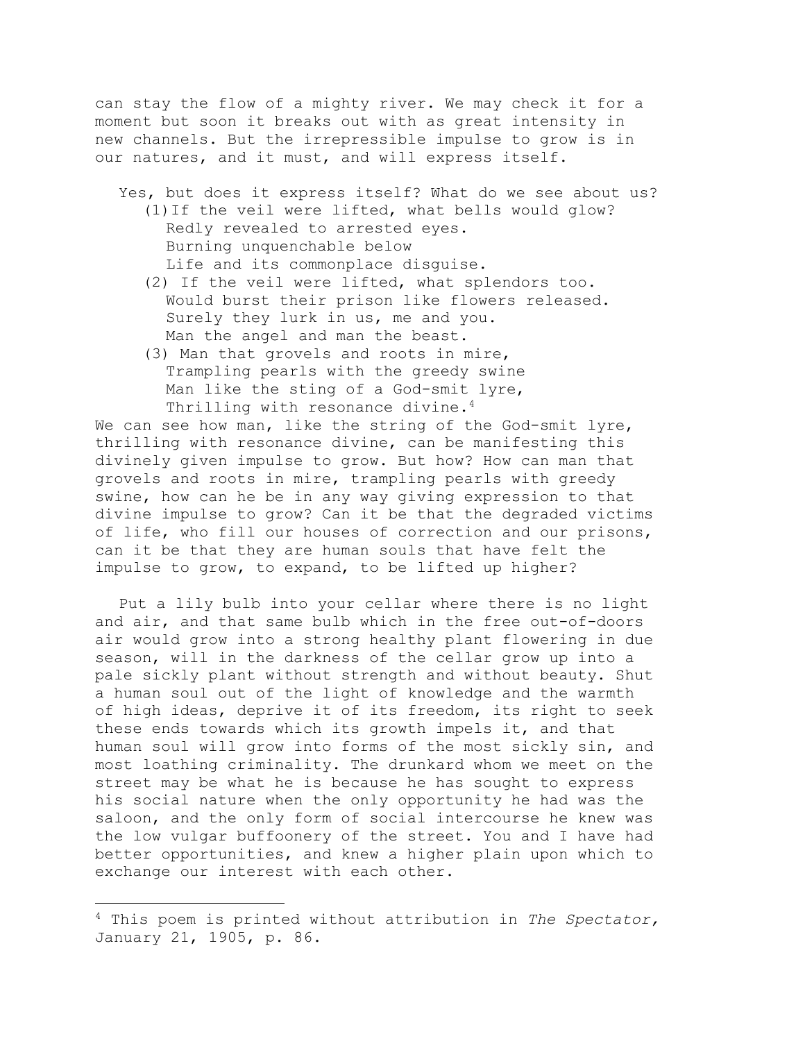can stay the flow of a mighty river. We may check it for a moment but soon it breaks out with as great intensity in new channels. But the irrepressible impulse to grow is in our natures, and it must, and will express itself.

Yes, but does it express itself? What do we see about us?

(1) If the veil were lifted, what bells would glow?  
Redly revealed to arrested eyes.  
Burning unquenchable below  
Life and its commonplace disguise.

(2) If the veil were lifted, what splendors too.  
Would burst their prison like flowers released.  
Surely they lurk in us, me and you.  
Man the angel and man the beast.

(3) Man that grovels and roots in mire,  
Trampling pearls with the greedy swine  
Man like the sting of a God-smit lyre,  
Thrilling with resonance divine.[4]

We can see how man, like the string of the God-smit lyre, thrilling with resonance divine, can be manifesting this divinely given impulse to grow. But how? How can man that grovels and roots in mire, trampling pearls with greedy swine, how can he be in any way giving expression to that divine impulse to grow? Can it be that the degraded victims of life, who fill our houses of correction and our prisons, can it be that they are human souls that have felt the impulse to grow, to expand, to be lifted up higher?

Put a lily bulb into your cellar where there is no light and air, and that same bulb which in the free out-of-doors air would grow into a strong healthy plant flowering in due season, will in the darkness of the cellar grow up into a pale sickly plant without strength and without beauty. Shut a human soul out of the light of knowledge and the warmth of high ideas, deprive it of its freedom, its right to seek these ends towards which its growth impels it, and that human soul will grow into forms of the most sickly sin, and most loathing criminality. The drunkard whom we meet on the street may be what he is because he has sought to express his social nature when the only opportunity he had was the saloon, and the only form of social intercourse he knew was the low vulgar buffoonery of the street. You and I have had better opportunities, and knew a higher plain upon which to exchange our interest with each other.

[4] This poem is printed without attribution in *The Spectator,* January 21, 1905, p. 86.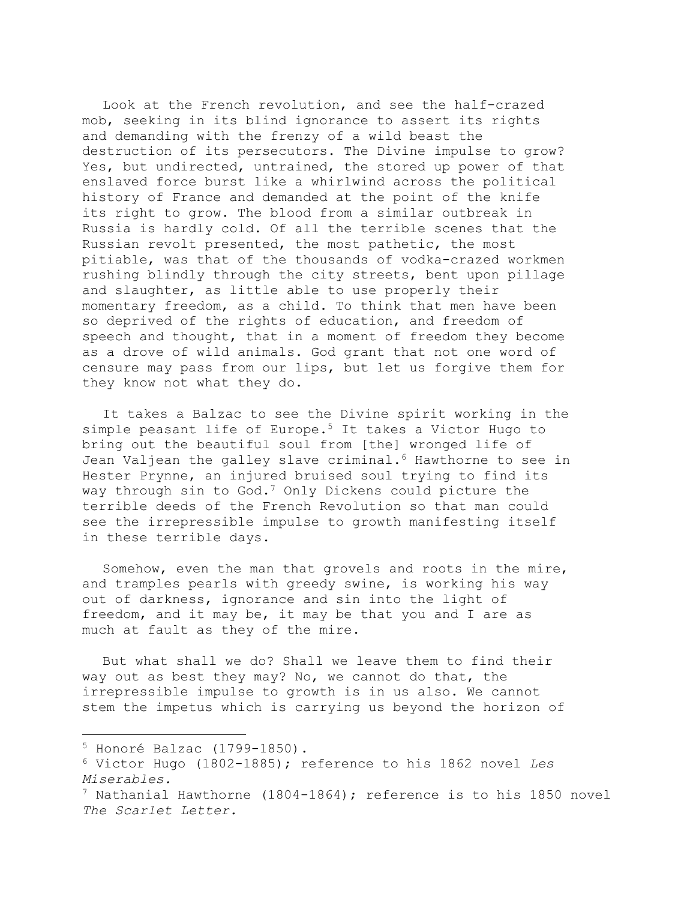Look at the French revolution, and see the half-crazed mob, seeking in its blind ignorance to assert its rights and demanding with the frenzy of a wild beast the destruction of its persecutors. The Divine impulse to grow? Yes, but undirected, untrained, the stored up power of that enslaved force burst like a whirlwind across the political history of France and demanded at the point of the knife its right to grow. The blood from a similar outbreak in Russia is hardly cold. Of all the terrible scenes that the Russian revolt presented, the most pathetic, the most pitiable, was that of the thousands of vodka-crazed workmen rushing blindly through the city streets, bent upon pillage and slaughter, as little able to use properly their momentary freedom, as a child. To think that men have been so deprived of the rights of education, and freedom of speech and thought, that in a moment of freedom they become as a drove of wild animals. God grant that not one word of censure may pass from our lips, but let us forgive them for they know not what they do.

It takes a Balzac to see the Divine spirit working in the simple peasant life of Europe.[5] It takes a Victor Hugo to bring out the beautiful soul from [the] wronged life of Jean Valjean the galley slave criminal.[6] Hawthorne to see in Hester Prynne, an injured bruised soul trying to find its way through sin to God.[7] Only Dickens could picture the terrible deeds of the French Revolution so that man could see the irrepressible impulse to growth manifesting itself in these terrible days.

Somehow, even the man that grovels and roots in the mire, and tramples pearls with greedy swine, is working his way out of darkness, ignorance and sin into the light of freedom, and it may be, it may be that you and I are as much at fault as they of the mire.

But what shall we do? Shall we leave them to find their way out as best they may? No, we cannot do that, the irrepressible impulse to growth is in us also. We cannot stem the impetus which is carrying us beyond the horizon of

---

[5] Honoré Balzac (1799-1850).

[6] Victor Hugo (1802-1885); reference to his 1862 novel *Les Miserables.*

[7] Nathanial Hawthorne (1804-1864); reference is to his 1850 novel *The Scarlet Letter.*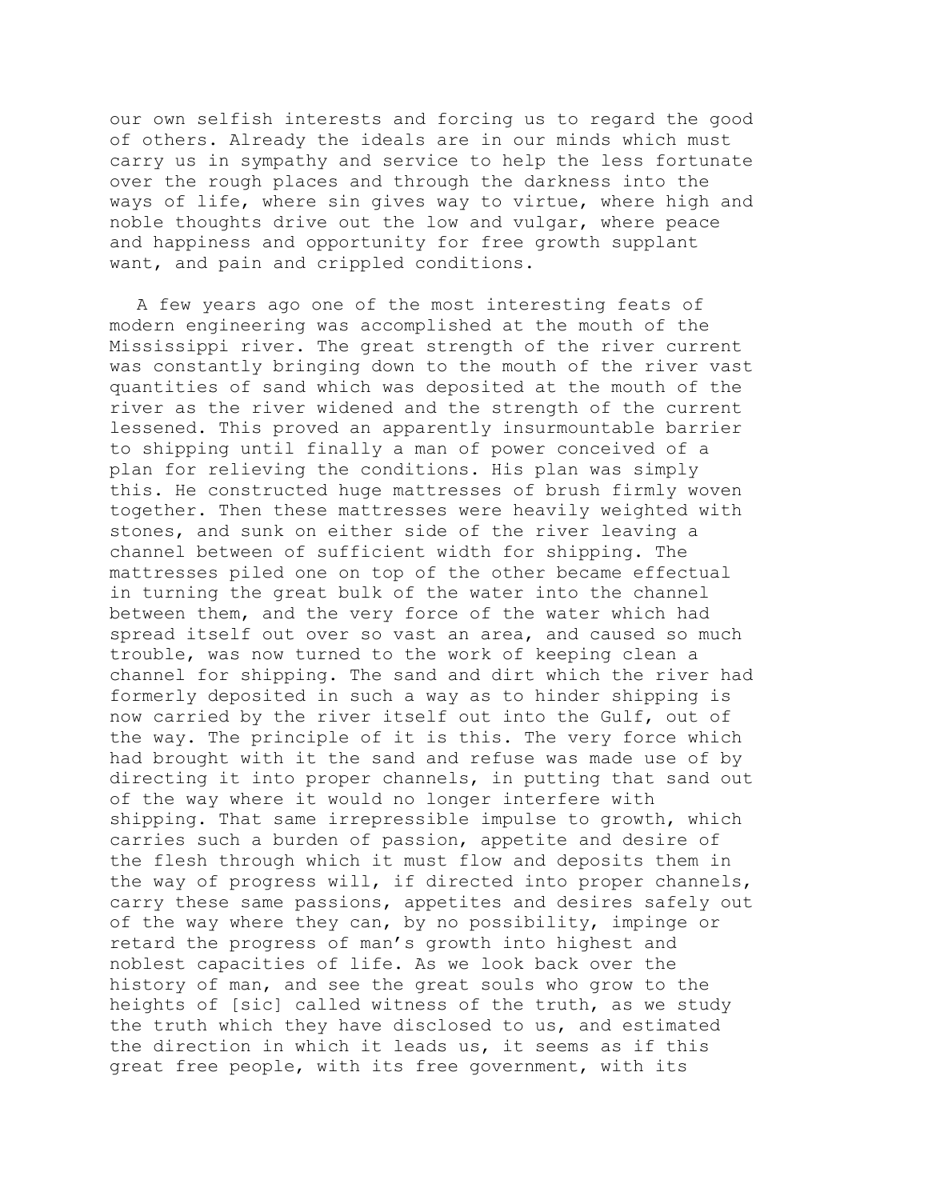our own selfish interests and forcing us to regard the good of others. Already the ideals are in our minds which must carry us in sympathy and service to help the less fortunate over the rough places and through the darkness into the ways of life, where sin gives way to virtue, where high and noble thoughts drive out the low and vulgar, where peace and happiness and opportunity for free growth supplant want, and pain and crippled conditions.

A few years ago one of the most interesting feats of modern engineering was accomplished at the mouth of the Mississippi river. The great strength of the river current was constantly bringing down to the mouth of the river vast quantities of sand which was deposited at the mouth of the river as the river widened and the strength of the current lessened. This proved an apparently insurmountable barrier to shipping until finally a man of power conceived of a plan for relieving the conditions. His plan was simply this. He constructed huge mattresses of brush firmly woven together. Then these mattresses were heavily weighted with stones, and sunk on either side of the river leaving a channel between of sufficient width for shipping. The mattresses piled one on top of the other became effectual in turning the great bulk of the water into the channel between them, and the very force of the water which had spread itself out over so vast an area, and caused so much trouble, was now turned to the work of keeping clean a channel for shipping. The sand and dirt which the river had formerly deposited in such a way as to hinder shipping is now carried by the river itself out into the Gulf, out of the way. The principle of it is this. The very force which had brought with it the sand and refuse was made use of by directing it into proper channels, in putting that sand out of the way where it would no longer interfere with shipping. That same irrepressible impulse to growth, which carries such a burden of passion, appetite and desire of the flesh through which it must flow and deposits them in the way of progress will, if directed into proper channels, carry these same passions, appetites and desires safely out of the way where they can, by no possibility, impinge or retard the progress of man's growth into highest and noblest capacities of life. As we look back over the history of man, and see the great souls who grow to the heights of [sic] called witness of the truth, as we study the truth which they have disclosed to us, and estimated the direction in which it leads us, it seems as if this great free people, with its free government, with its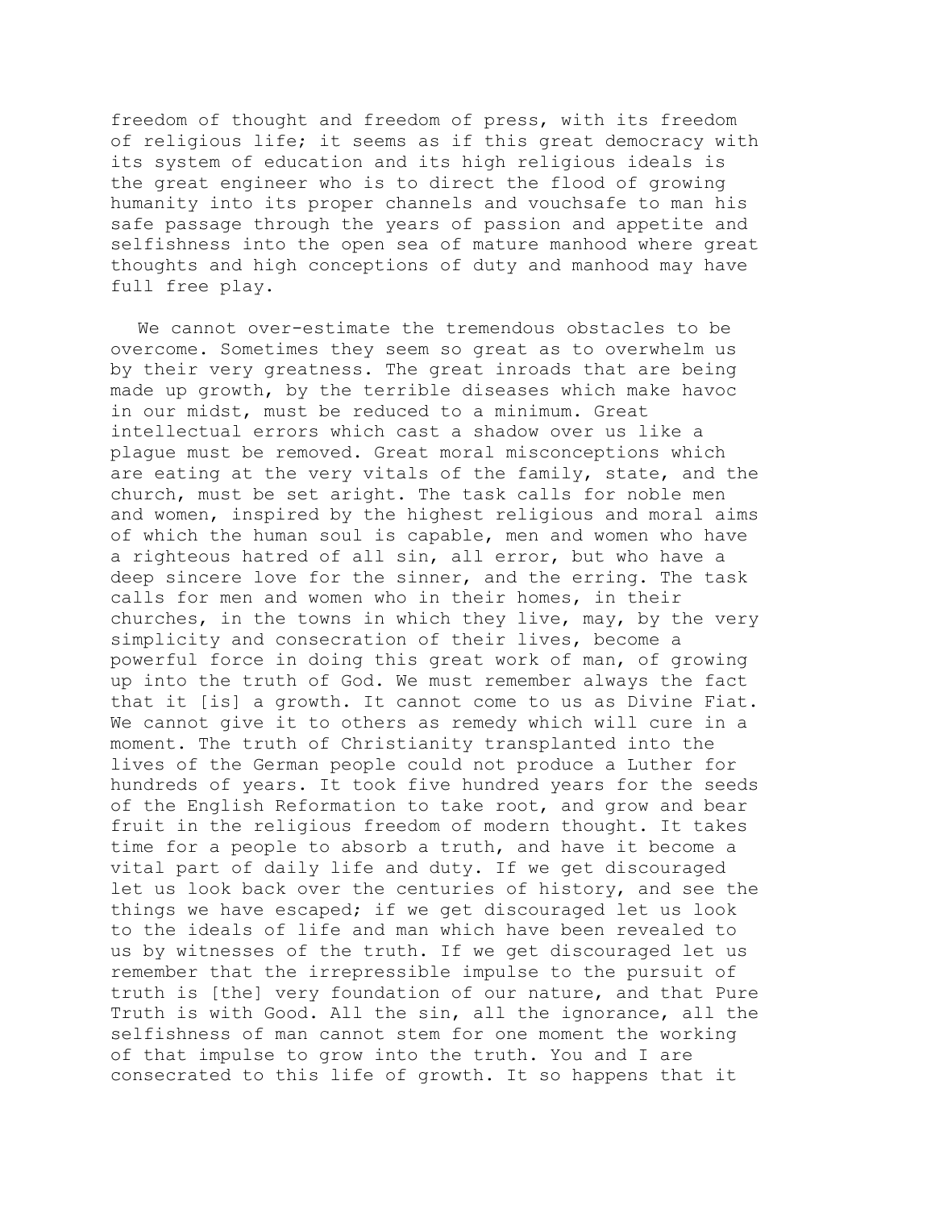freedom of thought and freedom of press, with its freedom of religious life; it seems as if this great democracy with its system of education and its high religious ideals is the great engineer who is to direct the flood of growing humanity into its proper channels and vouchsafe to man his safe passage through the years of passion and appetite and selfishness into the open sea of mature manhood where great thoughts and high conceptions of duty and manhood may have full free play.

We cannot over-estimate the tremendous obstacles to be overcome. Sometimes they seem so great as to overwhelm us by their very greatness. The great inroads that are being made up growth, by the terrible diseases which make havoc in our midst, must be reduced to a minimum. Great intellectual errors which cast a shadow over us like a plague must be removed. Great moral misconceptions which are eating at the very vitals of the family, state, and the church, must be set aright. The task calls for noble men and women, inspired by the highest religious and moral aims of which the human soul is capable, men and women who have a righteous hatred of all sin, all error, but who have a deep sincere love for the sinner, and the erring. The task calls for men and women who in their homes, in their churches, in the towns in which they live, may, by the very simplicity and consecration of their lives, become a powerful force in doing this great work of man, of growing up into the truth of God. We must remember always the fact that it [is] a growth. It cannot come to us as Divine Fiat. We cannot give it to others as remedy which will cure in a moment. The truth of Christianity transplanted into the lives of the German people could not produce a Luther for hundreds of years. It took five hundred years for the seeds of the English Reformation to take root, and grow and bear fruit in the religious freedom of modern thought. It takes time for a people to absorb a truth, and have it become a vital part of daily life and duty. If we get discouraged let us look back over the centuries of history, and see the things we have escaped; if we get discouraged let us look to the ideals of life and man which have been revealed to us by witnesses of the truth. If we get discouraged let us remember that the irrepressible impulse to the pursuit of truth is [the] very foundation of our nature, and that Pure Truth is with Good. All the sin, all the ignorance, all the selfishness of man cannot stem for one moment the working of that impulse to grow into the truth. You and I are consecrated to this life of growth. It so happens that it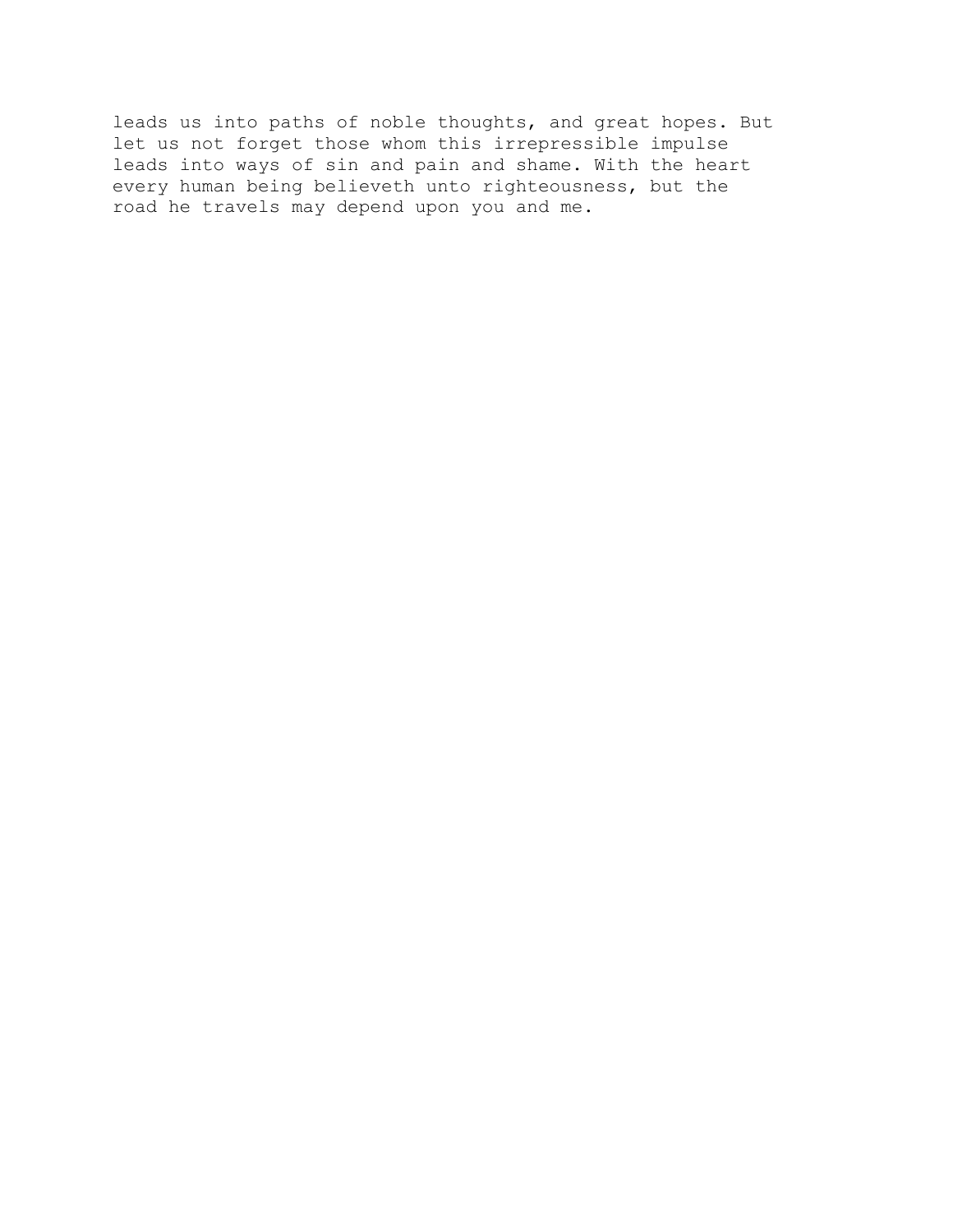leads us into paths of noble thoughts, and great hopes. But let us not forget those whom this irrepressible impulse leads into ways of sin and pain and shame. With the heart every human being believeth unto righteousness, but the road he travels may depend upon you and me.